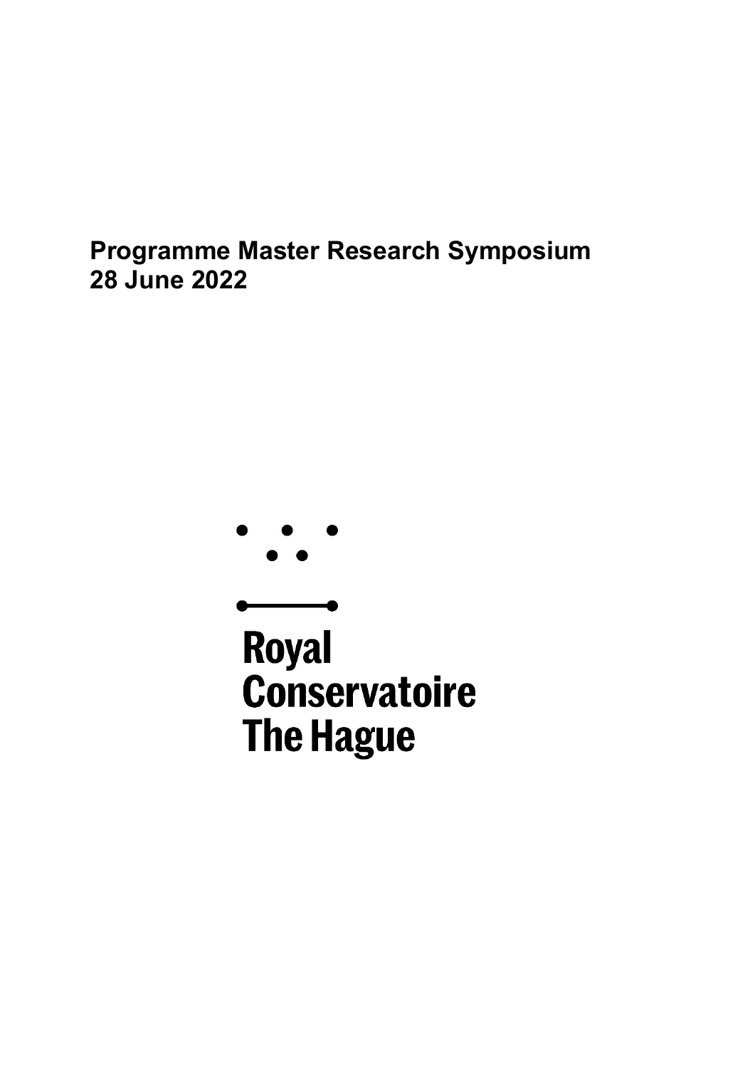# Programme Master Research Symposium 28 June 2022

Royal
Conservatoire
The Hague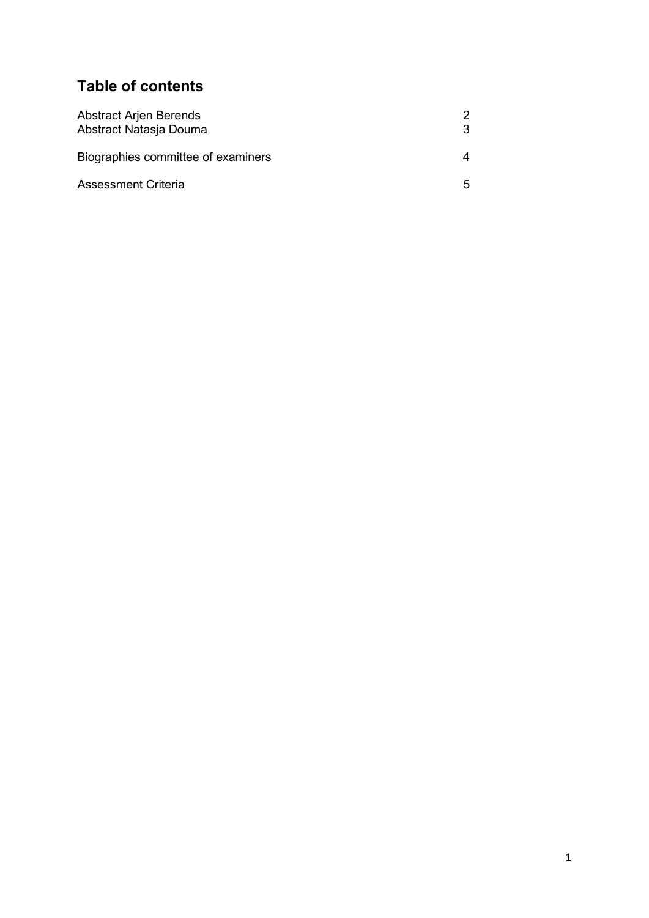## Table of contents

| | |
|---|---|
| Abstract Arjen Berends | 2 |
| Abstract Natasja Douma | 3 |
| Biographies committee of examiners | 4 |
| Assessment Criteria | 5 |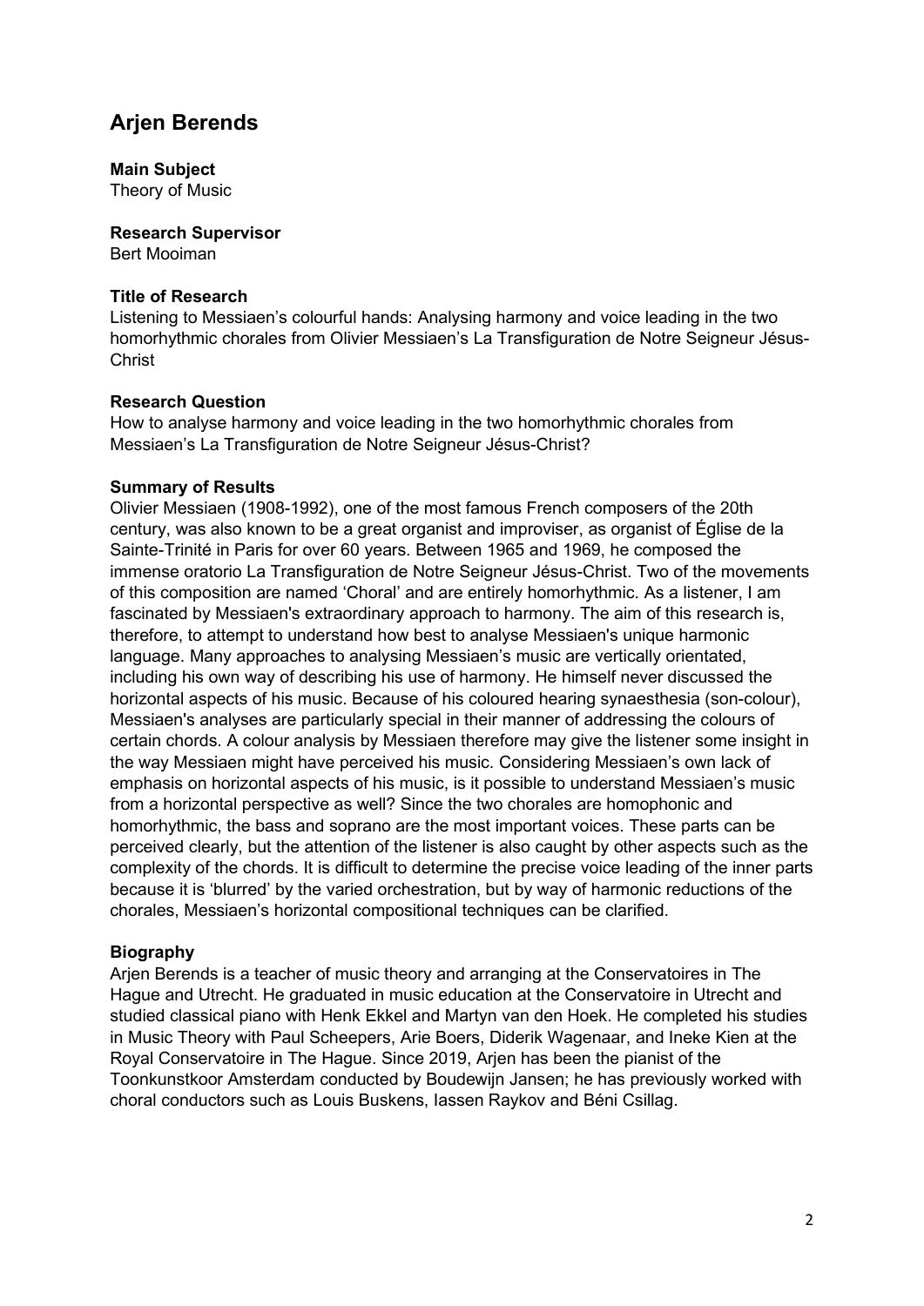# Arjen Berends

**Main Subject**
Theory of Music

**Research Supervisor**
Bert Mooiman

**Title of Research**
Listening to Messiaen's colourful hands: Analysing harmony and voice leading in the two homorhythmic chorales from Olivier Messiaen's La Transfiguration de Notre Seigneur Jésus-Christ

**Research Question**
How to analyse harmony and voice leading in the two homorhythmic chorales from Messiaen's La Transfiguration de Notre Seigneur Jésus-Christ?

**Summary of Results**
Olivier Messiaen (1908-1992), one of the most famous French composers of the 20th century, was also known to be a great organist and improviser, as organist of Église de la Sainte-Trinité in Paris for over 60 years. Between 1965 and 1969, he composed the immense oratorio La Transfiguration de Notre Seigneur Jésus-Christ. Two of the movements of this composition are named 'Choral' and are entirely homorhythmic. As a listener, I am fascinated by Messiaen's extraordinary approach to harmony. The aim of this research is, therefore, to attempt to understand how best to analyse Messiaen's unique harmonic language. Many approaches to analysing Messiaen's music are vertically orientated, including his own way of describing his use of harmony. He himself never discussed the horizontal aspects of his music. Because of his coloured hearing synaesthesia (son-colour), Messiaen's analyses are particularly special in their manner of addressing the colours of certain chords. A colour analysis by Messiaen therefore may give the listener some insight in the way Messiaen might have perceived his music. Considering Messiaen's own lack of emphasis on horizontal aspects of his music, is it possible to understand Messiaen's music from a horizontal perspective as well? Since the two chorales are homophonic and homorhythmic, the bass and soprano are the most important voices. These parts can be perceived clearly, but the attention of the listener is also caught by other aspects such as the complexity of the chords. It is difficult to determine the precise voice leading of the inner parts because it is 'blurred' by the varied orchestration, but by way of harmonic reductions of the chorales, Messiaen's horizontal compositional techniques can be clarified.

**Biography**
Arjen Berends is a teacher of music theory and arranging at the Conservatoires in The Hague and Utrecht. He graduated in music education at the Conservatoire in Utrecht and studied classical piano with Henk Ekkel and Martyn van den Hoek. He completed his studies in Music Theory with Paul Scheepers, Arie Boers, Diderik Wagenaar, and Ineke Kien at the Royal Conservatoire in The Hague. Since 2019, Arjen has been the pianist of the Toonkunstkoor Amsterdam conducted by Boudewijn Jansen; he has previously worked with choral conductors such as Louis Buskens, Iassen Raykov and Béni Csillag.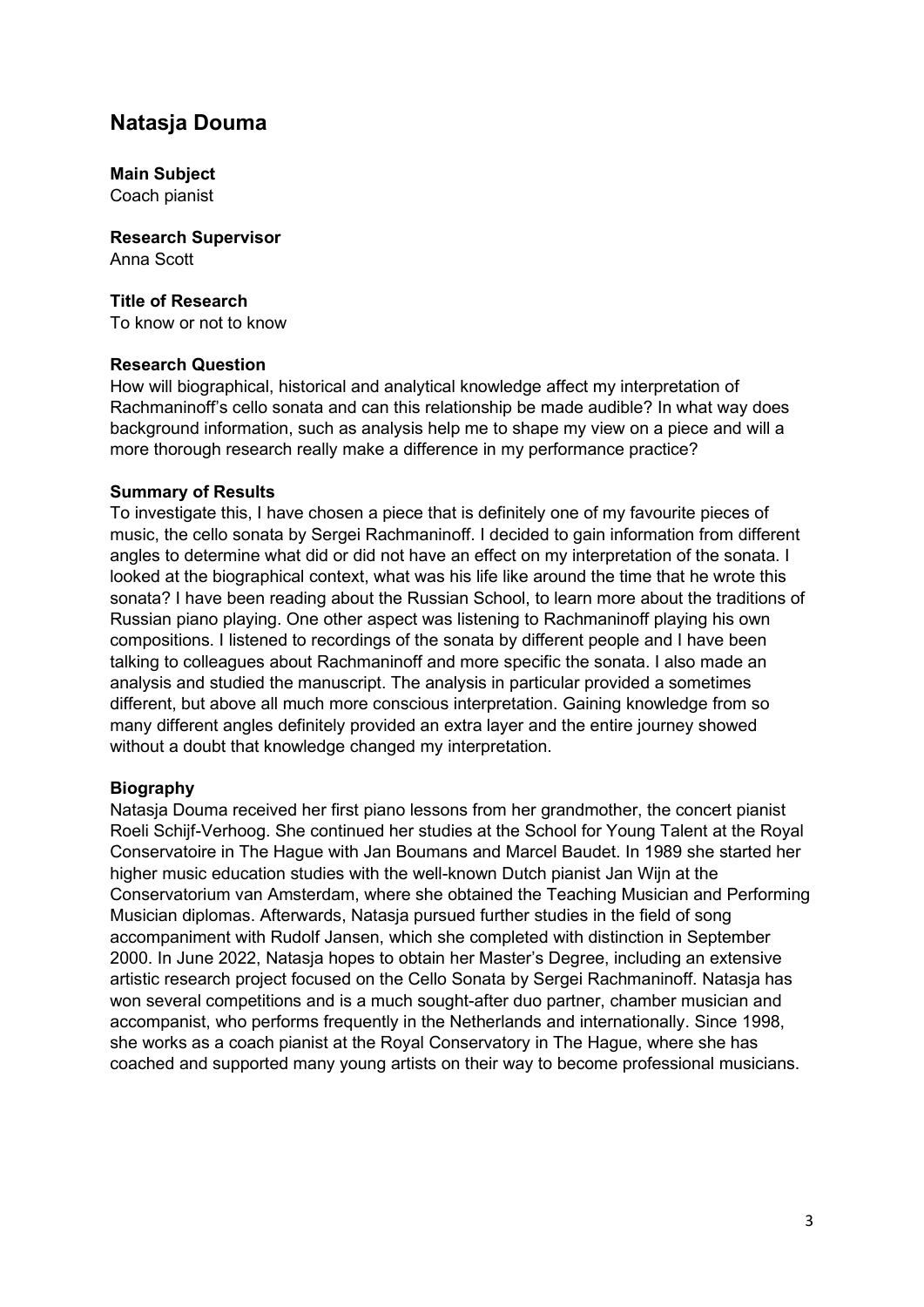# Natasja Douma

**Main Subject**
Coach pianist

**Research Supervisor**
Anna Scott

**Title of Research**
To know or not to know

**Research Question**
How will biographical, historical and analytical knowledge affect my interpretation of Rachmaninoff's cello sonata and can this relationship be made audible? In what way does background information, such as analysis help me to shape my view on a piece and will a more thorough research really make a difference in my performance practice?

**Summary of Results**
To investigate this, I have chosen a piece that is definitely one of my favourite pieces of music, the cello sonata by Sergei Rachmaninoff. I decided to gain information from different angles to determine what did or did not have an effect on my interpretation of the sonata. I looked at the biographical context, what was his life like around the time that he wrote this sonata? I have been reading about the Russian School, to learn more about the traditions of Russian piano playing. One other aspect was listening to Rachmaninoff playing his own compositions. I listened to recordings of the sonata by different people and I have been talking to colleagues about Rachmaninoff and more specific the sonata. I also made an analysis and studied the manuscript. The analysis in particular provided a sometimes different, but above all much more conscious interpretation. Gaining knowledge from so many different angles definitely provided an extra layer and the entire journey showed without a doubt that knowledge changed my interpretation.

**Biography**
Natasja Douma received her first piano lessons from her grandmother, the concert pianist Roeli Schijf-Verhoog. She continued her studies at the School for Young Talent at the Royal Conservatoire in The Hague with Jan Boumans and Marcel Baudet. In 1989 she started her higher music education studies with the well-known Dutch pianist Jan Wijn at the Conservatorium van Amsterdam, where she obtained the Teaching Musician and Performing Musician diplomas. Afterwards, Natasja pursued further studies in the field of song accompaniment with Rudolf Jansen, which she completed with distinction in September 2000. In June 2022, Natasja hopes to obtain her Master's Degree, including an extensive artistic research project focused on the Cello Sonata by Sergei Rachmaninoff. Natasja has won several competitions and is a much sought-after duo partner, chamber musician and accompanist, who performs frequently in the Netherlands and internationally. Since 1998, she works as a coach pianist at the Royal Conservatory in The Hague, where she has coached and supported many young artists on their way to become professional musicians.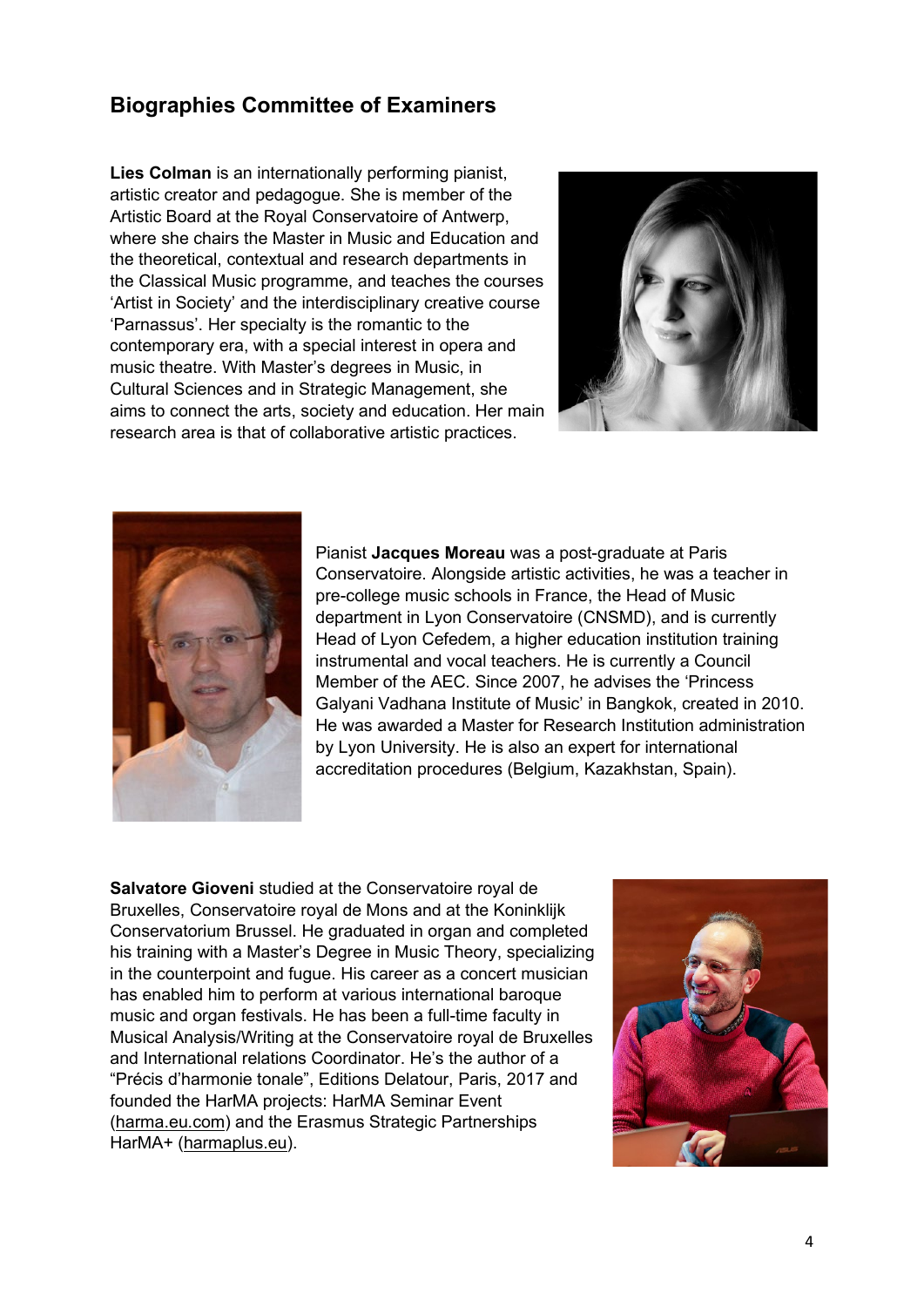## Biographies Committee of Examiners

**Lies Colman** is an internationally performing pianist, artistic creator and pedagogue. She is member of the Artistic Board at the Royal Conservatoire of Antwerp, where she chairs the Master in Music and Education and the theoretical, contextual and research departments in the Classical Music programme, and teaches the courses 'Artist in Society' and the interdisciplinary creative course 'Parnassus'. Her specialty is the romantic to the contemporary era, with a special interest in opera and music theatre. With Master's degrees in Music, in Cultural Sciences and in Strategic Management, she aims to connect the arts, society and education. Her main research area is that of collaborative artistic practices.

Pianist **Jacques Moreau** was a post-graduate at Paris Conservatoire. Alongside artistic activities, he was a teacher in pre-college music schools in France, the Head of Music department in Lyon Conservatoire (CNSMD), and is currently Head of Lyon Cefedem, a higher education institution training instrumental and vocal teachers. He is currently a Council Member of the AEC. Since 2007, he advises the 'Princess Galyani Vadhana Institute of Music' in Bangkok, created in 2010. He was awarded a Master for Research Institution administration by Lyon University. He is also an expert for international accreditation procedures (Belgium, Kazakhstan, Spain).

**Salvatore Gioveni** studied at the Conservatoire royal de Bruxelles, Conservatoire royal de Mons and at the Koninklijk Conservatorium Brussel. He graduated in organ and completed his training with a Master's Degree in Music Theory, specializing in the counterpoint and fugue. His career as a concert musician has enabled him to perform at various international baroque music and organ festivals. He has been a full-time faculty in Musical Analysis/Writing at the Conservatoire royal de Bruxelles and International relations Coordinator. He's the author of a "Précis d'harmonie tonale", Editions Delatour, Paris, 2017 and founded the HarMA projects: HarMA Seminar Event (harma.eu.com) and the Erasmus Strategic Partnerships HarMA+ (harmaplus.eu).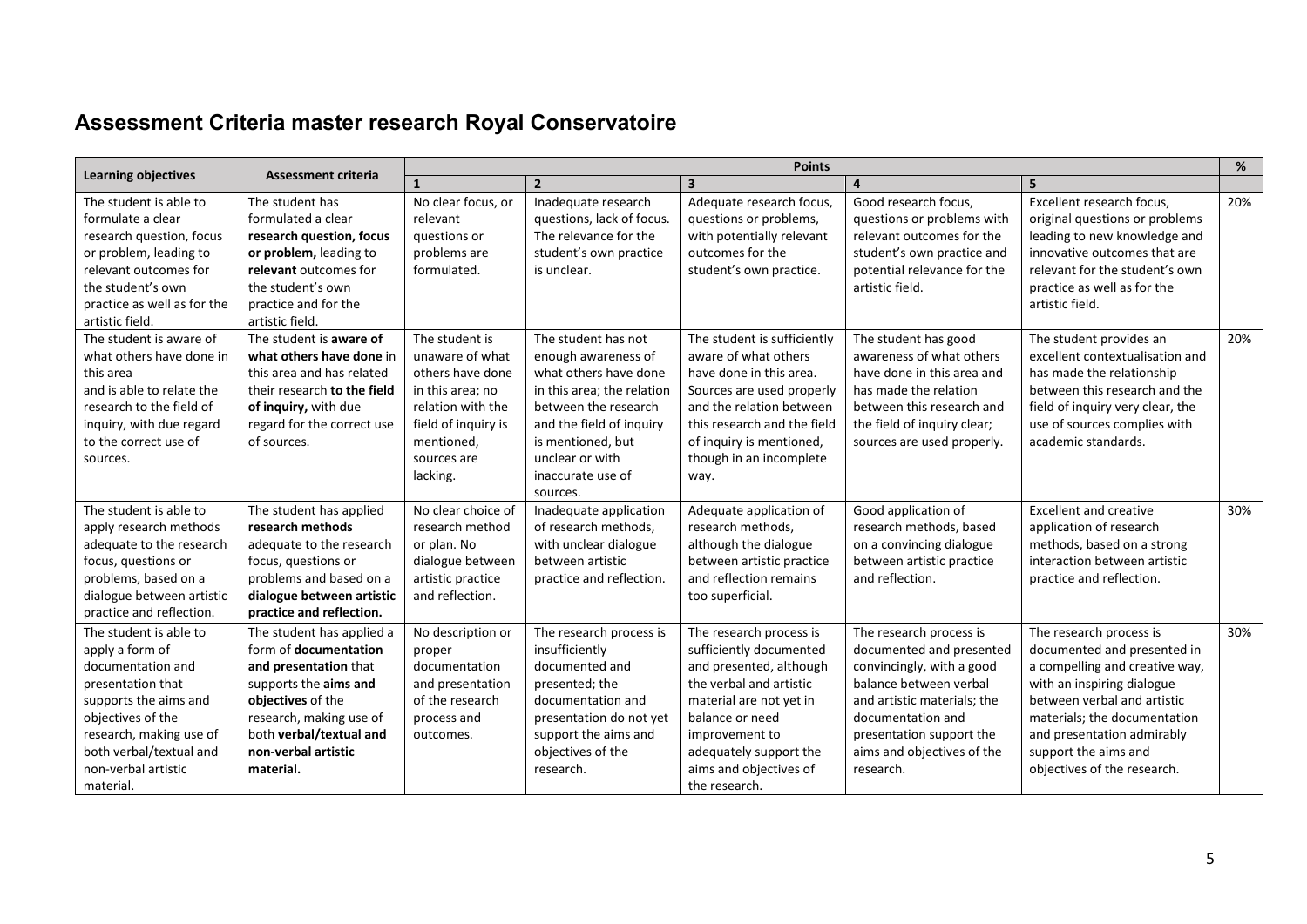# Assessment Criteria master research Royal Conservatoire

| Learning objectives | Assessment criteria | Points | | | | | % |
|---|---|---|---|---|---|---|---|
| | | 1 | 2 | 3 | 4 | 5 | |
| The student is able to formulate a clear research question, focus or problem, leading to relevant outcomes for the student's own practice as well as for the artistic field. | The student has formulated a clear **research question, focus or problem,** leading to **relevant** outcomes for the student's own practice and for the artistic field. | No clear focus, or relevant questions or problems are formulated. | Inadequate research questions, lack of focus. The relevance for the student's own practice is unclear. | Adequate research focus, questions or problems, with potentially relevant outcomes for the student's own practice. | Good research focus, questions or problems with relevant outcomes for the student's own practice and potential relevance for the artistic field. | Excellent research focus, original questions or problems leading to new knowledge and innovative outcomes that are relevant for the student's own practice as well as for the artistic field. | 20% |
| The student is aware of what others have done in this area and is able to relate the research to the field of inquiry, with due regard to the correct use of sources. | The student is **aware of what others have done** in this area and has related their research **to the field of inquiry,** with due regard for the correct use of sources. | The student is unaware of what others have done in this area; no relation with the field of inquiry is mentioned, sources are lacking. | The student has not enough awareness of what others have done in this area; the relation between the research and the field of inquiry is mentioned, but unclear or with inaccurate use of sources. | The student is sufficiently aware of what others have done in this area. Sources are used properly and the relation between this research and the field of inquiry is mentioned, though in an incomplete way. | The student has good awareness of what others have done in this area and has made the relation between this research and the field of inquiry clear; sources are used properly. | The student provides an excellent contextualisation and has made the relationship between this research and the field of inquiry very clear, the use of sources complies with academic standards. | 20% |
| The student is able to apply research methods adequate to the research focus, questions or problems, based on a dialogue between artistic practice and reflection. | The student has applied **research methods** adequate to the research focus, questions or problems and based on a **dialogue between artistic practice and reflection.** | No clear choice of research method or plan. No dialogue between artistic practice and reflection. | Inadequate application of research methods, with unclear dialogue between artistic practice and reflection. | Adequate application of research methods, although the dialogue between artistic practice and reflection remains too superficial. | Good application of research methods, based on a convincing dialogue between artistic practice and reflection. | Excellent and creative application of research methods, based on a strong interaction between artistic practice and reflection. | 30% |
| The student is able to apply a form of documentation and presentation that supports the aims and objectives of the research, making use of both verbal/textual and non-verbal artistic material. | The student has applied a form of **documentation and presentation** that supports the **aims and objectives** of the research, making use of both **verbal/textual and non-verbal artistic material.** | No description or proper documentation and presentation of the research process and outcomes. | The research process is insufficiently documented and presented; the documentation and presentation do not yet support the aims and objectives of the research. | The research process is sufficiently documented and presented, although the verbal and artistic material are not yet in balance or need improvement to adequately support the aims and objectives of the research. | The research process is documented and presented convincingly, with a good balance between verbal and artistic materials; the documentation and presentation support the aims and objectives of the research. | The research process is documented and presented in a compelling and creative way, with an inspiring dialogue between verbal and artistic materials; the documentation and presentation admirably support the aims and objectives of the research. | 30% |